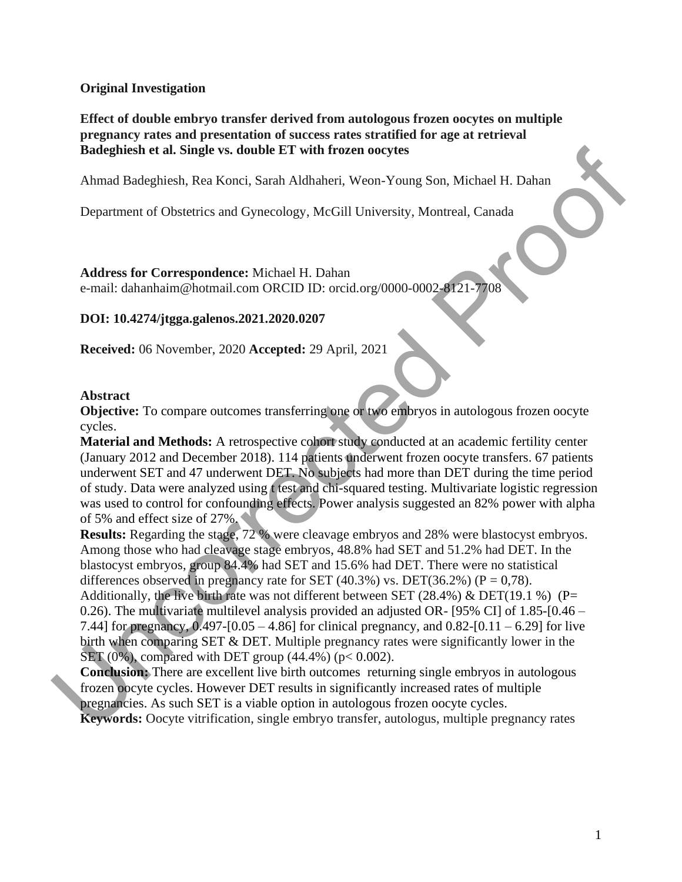**Original Investigation**

**Effect of double embryo transfer derived from autologous frozen oocytes on multiple pregnancy rates and presentation of success rates stratified for age at retrieval**
**Badeghiesh et al. Single vs. double ET with frozen oocytes**

Ahmad Badeghiesh, Rea Konci, Sarah Aldhaheri, Weon-Young Son, Michael H. Dahan

Department of Obstetrics and Gynecology, McGill University, Montreal, Canada

**Address for Correspondence:** Michael H. Dahan
e-mail: dahanhaim@hotmail.com ORCID ID: orcid.org/0000-0002-8121-7708

**DOI: 10.4274/jtgga.galenos.2021.2020.0207**

**Received:** 06 November, 2020 **Accepted:** 29 April, 2021

**Abstract**

**Objective:** To compare outcomes transferring one or two embryos in autologous frozen oocyte cycles.

**Material and Methods:** A retrospective cohort study conducted at an academic fertility center (January 2012 and December 2018). 114 patients underwent frozen oocyte transfers. 67 patients underwent SET and 47 underwent DET. No subjects had more than DET during the time period of study. Data were analyzed using t test and chi-squared testing. Multivariate logistic regression was used to control for confounding effects. Power analysis suggested an 82% power with alpha of 5% and effect size of 27%.

**Results:** Regarding the stage, 72 % were cleavage embryos and 28% were blastocyst embryos. Among those who had cleavage stage embryos, 48.8% had SET and 51.2% had DET. In the blastocyst embryos, group 84.4% had SET and 15.6% had DET. There were no statistical differences observed in pregnancy rate for SET (40.3%) vs. DET(36.2%) (P = 0,78). Additionally, the live birth rate was not different between SET (28.4%) & DET(19.1 %) (P= 0.26). The multivariate multilevel analysis provided an adjusted OR- [95% CI] of 1.85-[0.46 – 7.44] for pregnancy, 0.497-[0.05 – 4.86] for clinical pregnancy, and 0.82-[0.11 – 6.29] for live birth when comparing SET & DET. Multiple pregnancy rates were significantly lower in the SET (0%), compared with DET group (44.4%) (p< 0.002).

**Conclusion:** There are excellent live birth outcomes returning single embryos in autologous frozen oocyte cycles. However DET results in significantly increased rates of multiple pregnancies. As such SET is a viable option in autologous frozen oocyte cycles.

**Keywords:** Oocyte vitrification, single embryo transfer, autologus, multiple pregnancy rates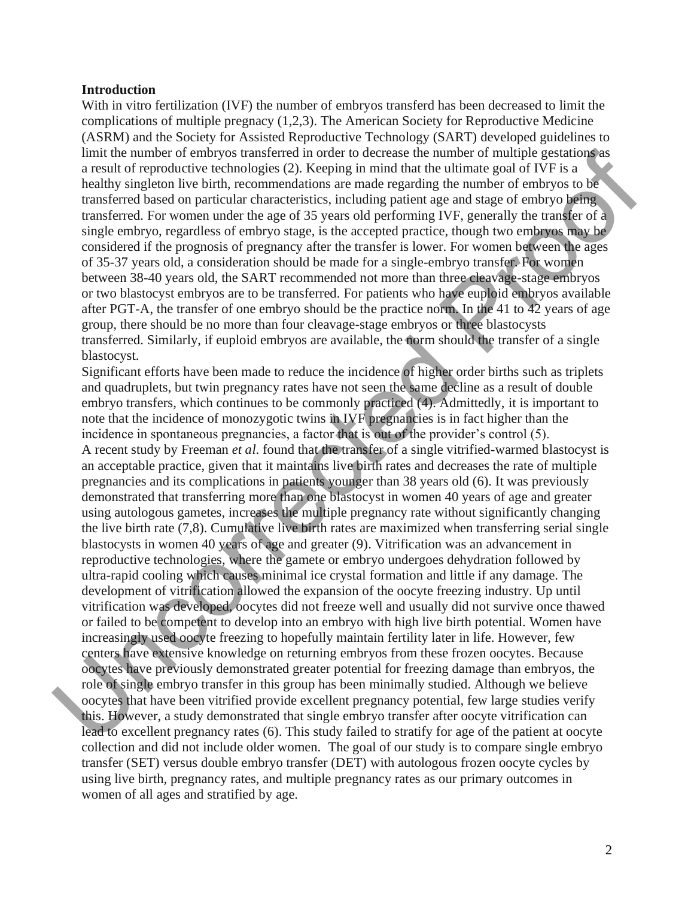**Introduction**

With in vitro fertilization (IVF) the number of embryos transferd has been decreased to limit the complications of multiple pregnancy (1,2,3). The American Society for Reproductive Medicine (ASRM) and the Society for Assisted Reproductive Technology (SART) developed guidelines to limit the number of embryos transferred in order to decrease the number of multiple gestations as a result of reproductive technologies (2). Keeping in mind that the ultimate goal of IVF is a healthy singleton live birth, recommendations are made regarding the number of embryos to be transferred based on particular characteristics, including patient age and stage of embryo being transferred. For women under the age of 35 years old performing IVF, generally the transfer of a single embryo, regardless of embryo stage, is the accepted practice, though two embryos may be considered if the prognosis of pregnancy after the transfer is lower. For women between the ages of 35-37 years old, a consideration should be made for a single-embryo transfer. For women between 38-40 years old, the SART recommended not more than three cleavage-stage embryos or two blastocyst embryos are to be transferred. For patients who have euploid embryos available after PGT-A, the transfer of one embryo should be the practice norm. In the 41 to 42 years of age group, there should be no more than four cleavage-stage embryos or three blastocysts transferred. Similarly, if euploid embryos are available, the norm should the transfer of a single blastocyst.

Significant efforts have been made to reduce the incidence of higher order births such as triplets and quadruplets, but twin pregnancy rates have not seen the same decline as a result of double embryo transfers, which continues to be commonly practiced (4). Admittedly, it is important to note that the incidence of monozygotic twins in IVF pregnancies is in fact higher than the incidence in spontaneous pregnancies, a factor that is out of the provider's control (5).

A recent study by Freeman *et al.* found that the transfer of a single vitrified-warmed blastocyst is an acceptable practice, given that it maintains live birth rates and decreases the rate of multiple pregnancies and its complications in patients younger than 38 years old (6). It was previously demonstrated that transferring more than one blastocyst in women 40 years of age and greater using autologous gametes, increases the multiple pregnancy rate without significantly changing the live birth rate (7,8). Cumulative live birth rates are maximized when transferring serial single blastocysts in women 40 years of age and greater (9). Vitrification was an advancement in reproductive technologies, where the gamete or embryo undergoes dehydration followed by ultra-rapid cooling which causes minimal ice crystal formation and little if any damage. The development of vitrification allowed the expansion of the oocyte freezing industry. Up until vitrification was developed, oocytes did not freeze well and usually did not survive once thawed or failed to be competent to develop into an embryo with high live birth potential. Women have increasingly used oocyte freezing to hopefully maintain fertility later in life. However, few centers have extensive knowledge on returning embryos from these frozen oocytes. Because oocytes have previously demonstrated greater potential for freezing damage than embryos, the role of single embryo transfer in this group has been minimally studied. Although we believe oocytes that have been vitrified provide excellent pregnancy potential, few large studies verify this. However, a study demonstrated that single embryo transfer after oocyte vitrification can lead to excellent pregnancy rates (6). This study failed to stratify for age of the patient at oocyte collection and did not include older women. The goal of our study is to compare single embryo transfer (SET) versus double embryo transfer (DET) with autologous frozen oocyte cycles by using live birth, pregnancy rates, and multiple pregnancy rates as our primary outcomes in women of all ages and stratified by age.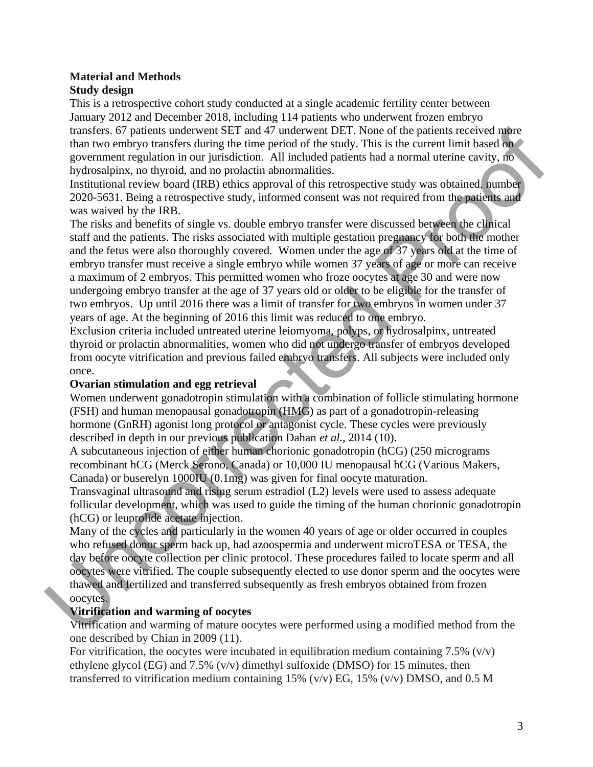## Material and Methods

### Study design

This is a retrospective cohort study conducted at a single academic fertility center between January 2012 and December 2018, including 114 patients who underwent frozen embryo transfers. 67 patients underwent SET and 47 underwent DET. None of the patients received more than two embryo transfers during the time period of the study. This is the current limit based on government regulation in our jurisdiction. All included patients had a normal uterine cavity, no hydrosalpinx, no thyroid, and no prolactin abnormalities.

Institutional review board (IRB) ethics approval of this retrospective study was obtained, number 2020-5631. Being a retrospective study, informed consent was not required from the patients and was waived by the IRB.

The risks and benefits of single vs. double embryo transfer were discussed between the clinical staff and the patients. The risks associated with multiple gestation pregnancy for both the mother and the fetus were also thoroughly covered. Women under the age of 37 years old at the time of embryo transfer must receive a single embryo while women 37 years of age or more can receive a maximum of 2 embryos. This permitted women who froze oocytes at age 30 and were now undergoing embryo transfer at the age of 37 years old or older to be eligible for the transfer of two embryos. Up until 2016 there was a limit of transfer for two embryos in women under 37 years of age. At the beginning of 2016 this limit was reduced to one embryo.

Exclusion criteria included untreated uterine leiomyoma, polyps, or hydrosalpinx, untreated thyroid or prolactin abnormalities, women who did not undergo transfer of embryos developed from oocyte vitrification and previous failed embryo transfers. All subjects were included only once.

### Ovarian stimulation and egg retrieval

Women underwent gonadotropin stimulation with a combination of follicle stimulating hormone (FSH) and human menopausal gonadotropin (HMG) as part of a gonadotropin-releasing hormone (GnRH) agonist long protocol or antagonist cycle. These cycles were previously described in depth in our previous publication Dahan *et al.,* 2014 (10).

A subcutaneous injection of either human chorionic gonadotropin (hCG) (250 micrograms recombinant hCG (Merck Serono, Canada) or 10,000 IU menopausal hCG (Various Makers, Canada) or buserelyn 1000IU (0.1mg) was given for final oocyte maturation.

Transvaginal ultrasound and rising serum estradiol (L2) levels were used to assess adequate follicular development, which was used to guide the timing of the human chorionic gonadotropin (hCG) or leuprolide acetate injection.

Many of the cycles and particularly in the women 40 years of age or older occurred in couples who refused donor sperm back up, had azoospermia and underwent microTESA or TESA, the day before oocyte collection per clinic protocol. These procedures failed to locate sperm and all oocytes were vitrified. The couple subsequently elected to use donor sperm and the oocytes were thawed and fertilized and transferred subsequently as fresh embryos obtained from frozen oocytes.

### Vitrification and warming of oocytes

Vitrification and warming of mature oocytes were performed using a modified method from the one described by Chian in 2009 (11).

For vitrification, the oocytes were incubated in equilibration medium containing 7.5% (v/v) ethylene glycol (EG) and 7.5% (v/v) dimethyl sulfoxide (DMSO) for 15 minutes, then transferred to vitrification medium containing 15% (v/v) EG, 15% (v/v) DMSO, and 0.5 M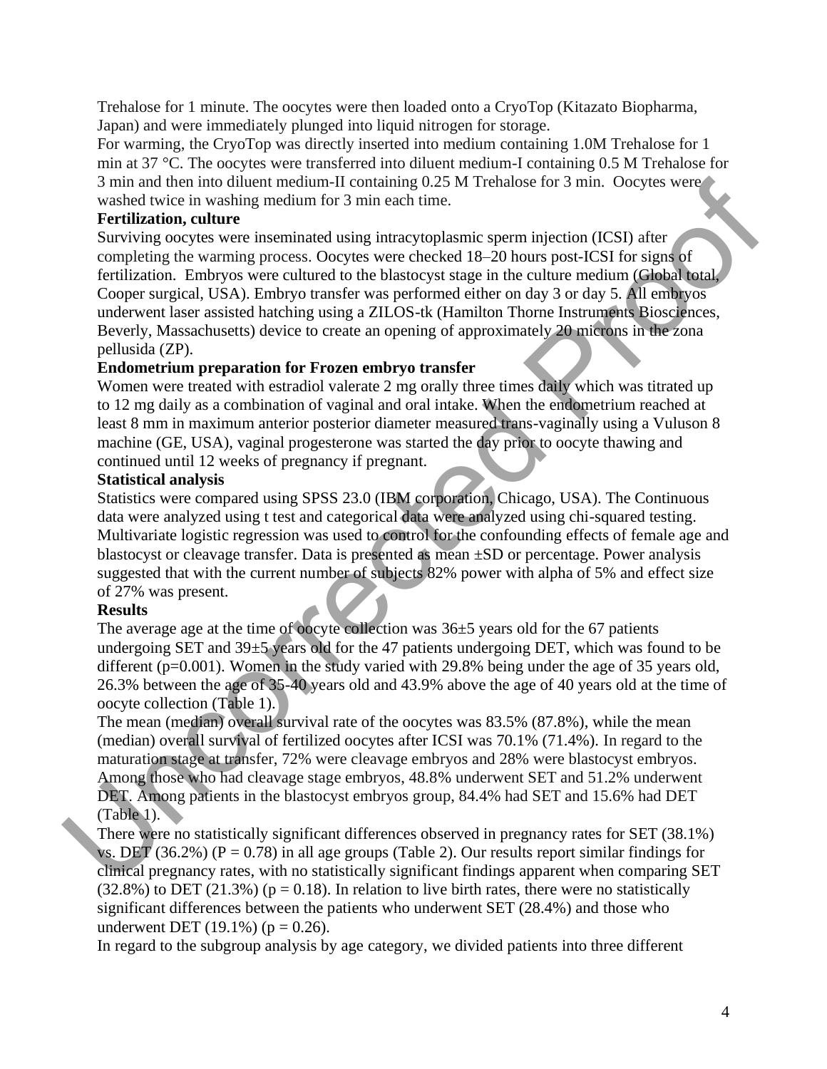Trehalose for 1 minute. The oocytes were then loaded onto a CryoTop (Kitazato Biopharma, Japan) and were immediately plunged into liquid nitrogen for storage.

For warming, the CryoTop was directly inserted into medium containing 1.0M Trehalose for 1 min at 37 °C. The oocytes were transferred into diluent medium-I containing 0.5 M Trehalose for 3 min and then into diluent medium-II containing 0.25 M Trehalose for 3 min. Oocytes were washed twice in washing medium for 3 min each time.

**Fertilization, culture**

Surviving oocytes were inseminated using intracytoplasmic sperm injection (ICSI) after completing the warming process. Oocytes were checked 18–20 hours post-ICSI for signs of fertilization. Embryos were cultured to the blastocyst stage in the culture medium (Global total, Cooper surgical, USA). Embryo transfer was performed either on day 3 or day 5. All embryos underwent laser assisted hatching using a ZILOS-tk (Hamilton Thorne Instruments Biosciences, Beverly, Massachusetts) device to create an opening of approximately 20 microns in the zona pellusida (ZP).

**Endometrium preparation for Frozen embryo transfer**

Women were treated with estradiol valerate 2 mg orally three times daily which was titrated up to 12 mg daily as a combination of vaginal and oral intake. When the endometrium reached at least 8 mm in maximum anterior posterior diameter measured trans-vaginally using a Vuluson 8 machine (GE, USA), vaginal progesterone was started the day prior to oocyte thawing and continued until 12 weeks of pregnancy if pregnant.

**Statistical analysis**

Statistics were compared using SPSS 23.0 (IBM corporation, Chicago, USA). The Continuous data were analyzed using t test and categorical data were analyzed using chi-squared testing. Multivariate logistic regression was used to control for the confounding effects of female age and blastocyst or cleavage transfer. Data is presented as mean ±SD or percentage. Power analysis suggested that with the current number of subjects 82% power with alpha of 5% and effect size of 27% was present.

**Results**

The average age at the time of oocyte collection was 36±5 years old for the 67 patients undergoing SET and 39±5 years old for the 47 patients undergoing DET, which was found to be different (p=0.001). Women in the study varied with 29.8% being under the age of 35 years old, 26.3% between the age of 35-40 years old and 43.9% above the age of 40 years old at the time of oocyte collection (Table 1).

The mean (median) overall survival rate of the oocytes was 83.5% (87.8%), while the mean (median) overall survival of fertilized oocytes after ICSI was 70.1% (71.4%). In regard to the maturation stage at transfer, 72% were cleavage embryos and 28% were blastocyst embryos. Among those who had cleavage stage embryos, 48.8% underwent SET and 51.2% underwent DET. Among patients in the blastocyst embryos group, 84.4% had SET and 15.6% had DET (Table 1).

There were no statistically significant differences observed in pregnancy rates for SET (38.1%) vs. DET (36.2%) (P = 0.78) in all age groups (Table 2). Our results report similar findings for clinical pregnancy rates, with no statistically significant findings apparent when comparing SET (32.8%) to DET (21.3%) (p = 0.18). In relation to live birth rates, there were no statistically significant differences between the patients who underwent SET (28.4%) and those who underwent DET (19.1%) (p = 0.26).

In regard to the subgroup analysis by age category, we divided patients into three different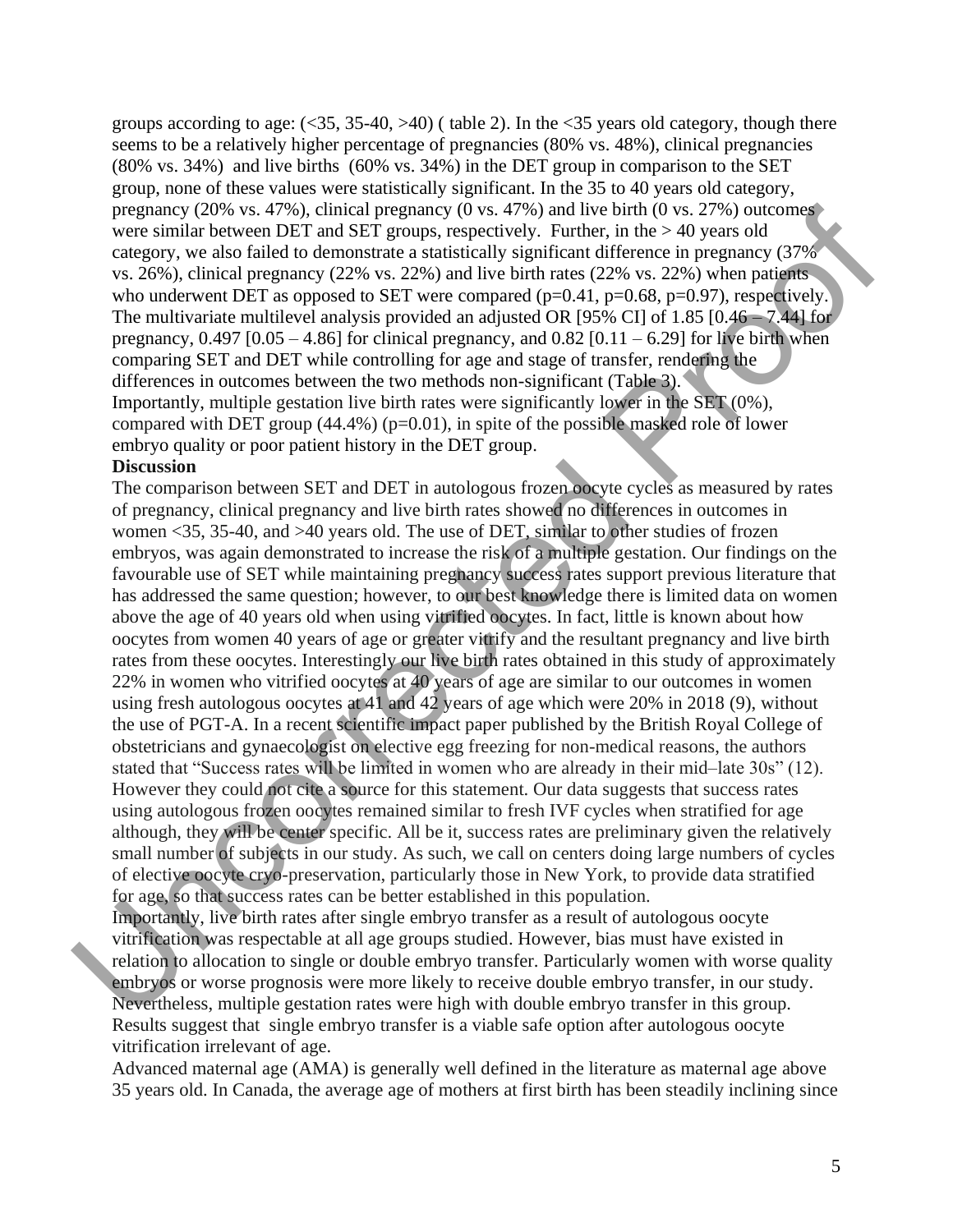groups according to age: (<35, 35-40, >40) ( table 2). In the <35 years old category, though there seems to be a relatively higher percentage of pregnancies (80% vs. 48%), clinical pregnancies (80% vs. 34%) and live births (60% vs. 34%) in the DET group in comparison to the SET group, none of these values were statistically significant. In the 35 to 40 years old category, pregnancy (20% vs. 47%), clinical pregnancy (0 vs. 47%) and live birth (0 vs. 27%) outcomes were similar between DET and SET groups, respectively. Further, in the > 40 years old category, we also failed to demonstrate a statistically significant difference in pregnancy (37% vs. 26%), clinical pregnancy (22% vs. 22%) and live birth rates (22% vs. 22%) when patients who underwent DET as opposed to SET were compared (p=0.41, p=0.68, p=0.97), respectively. The multivariate multilevel analysis provided an adjusted OR [95% CI] of 1.85 [0.46 – 7.44] for pregnancy, 0.497 [0.05 – 4.86] for clinical pregnancy, and 0.82 [0.11 – 6.29] for live birth when comparing SET and DET while controlling for age and stage of transfer, rendering the differences in outcomes between the two methods non-significant (Table 3).
Importantly, multiple gestation live birth rates were significantly lower in the SET (0%), compared with DET group (44.4%) (p=0.01), in spite of the possible masked role of lower embryo quality or poor patient history in the DET group.

**Discussion**

The comparison between SET and DET in autologous frozen oocyte cycles as measured by rates of pregnancy, clinical pregnancy and live birth rates showed no differences in outcomes in women <35, 35-40, and >40 years old. The use of DET, similar to other studies of frozen embryos, was again demonstrated to increase the risk of a multiple gestation. Our findings on the favourable use of SET while maintaining pregnancy success rates support previous literature that has addressed the same question; however, to our best knowledge there is limited data on women above the age of 40 years old when using vitrified oocytes. In fact, little is known about how oocytes from women 40 years of age or greater vitrify and the resultant pregnancy and live birth rates from these oocytes. Interestingly our live birth rates obtained in this study of approximately 22% in women who vitrified oocytes at 40 years of age are similar to our outcomes in women using fresh autologous oocytes at 41 and 42 years of age which were 20% in 2018 (9), without the use of PGT-A. In a recent scientific impact paper published by the British Royal College of obstetricians and gynaecologist on elective egg freezing for non-medical reasons, the authors stated that "Success rates will be limited in women who are already in their mid–late 30s" (12). However they could not cite a source for this statement. Our data suggests that success rates using autologous frozen oocytes remained similar to fresh IVF cycles when stratified for age although, they will be center specific. All be it, success rates are preliminary given the relatively small number of subjects in our study. As such, we call on centers doing large numbers of cycles of elective oocyte cryo-preservation, particularly those in New York, to provide data stratified for age, so that success rates can be better established in this population.
Importantly, live birth rates after single embryo transfer as a result of autologous oocyte vitrification was respectable at all age groups studied. However, bias must have existed in relation to allocation to single or double embryo transfer. Particularly women with worse quality embryos or worse prognosis were more likely to receive double embryo transfer, in our study. Nevertheless, multiple gestation rates were high with double embryo transfer in this group. Results suggest that single embryo transfer is a viable safe option after autologous oocyte vitrification irrelevant of age.
Advanced maternal age (AMA) is generally well defined in the literature as maternal age above 35 years old. In Canada, the average age of mothers at first birth has been steadily inclining since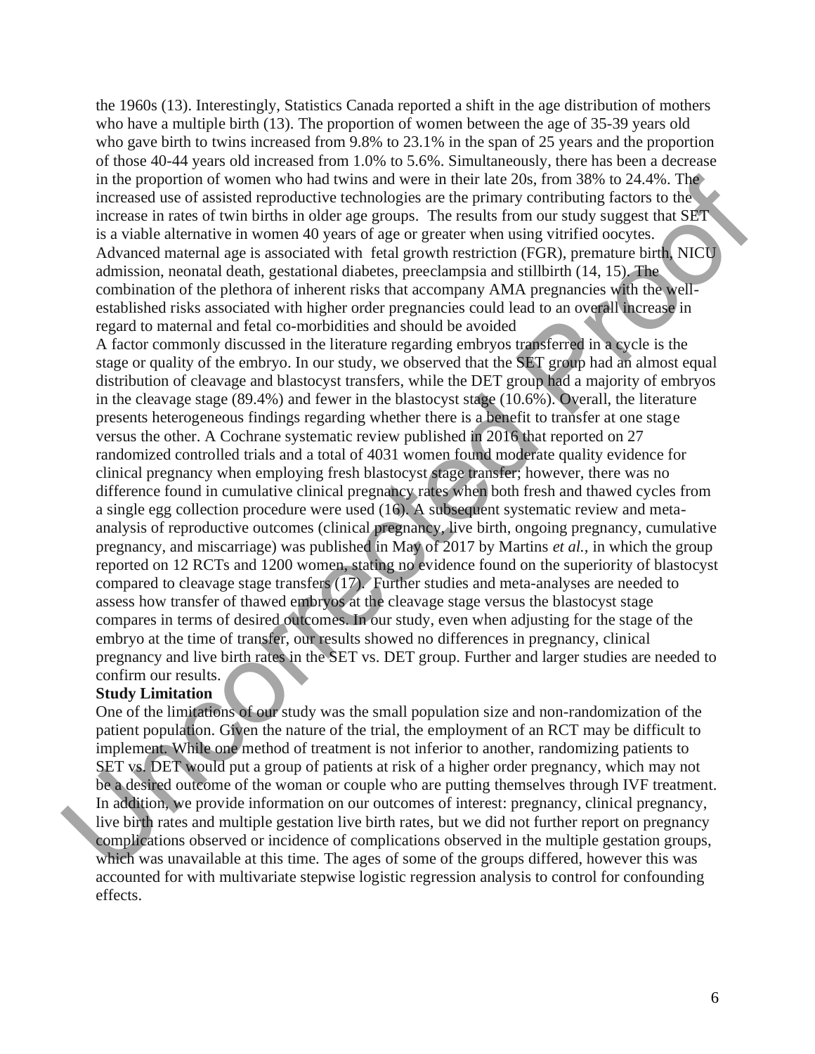the 1960s (13). Interestingly, Statistics Canada reported a shift in the age distribution of mothers who have a multiple birth (13). The proportion of women between the age of 35-39 years old who gave birth to twins increased from 9.8% to 23.1% in the span of 25 years and the proportion of those 40-44 years old increased from 1.0% to 5.6%. Simultaneously, there has been a decrease in the proportion of women who had twins and were in their late 20s, from 38% to 24.4%. The increased use of assisted reproductive technologies are the primary contributing factors to the increase in rates of twin births in older age groups. The results from our study suggest that SET is a viable alternative in women 40 years of age or greater when using vitrified oocytes. Advanced maternal age is associated with fetal growth restriction (FGR), premature birth, NICU admission, neonatal death, gestational diabetes, preeclampsia and stillbirth (14, 15). The combination of the plethora of inherent risks that accompany AMA pregnancies with the well-established risks associated with higher order pregnancies could lead to an overall increase in regard to maternal and fetal co-morbidities and should be avoided

A factor commonly discussed in the literature regarding embryos transferred in a cycle is the stage or quality of the embryo. In our study, we observed that the SET group had an almost equal distribution of cleavage and blastocyst transfers, while the DET group had a majority of embryos in the cleavage stage (89.4%) and fewer in the blastocyst stage (10.6%). Overall, the literature presents heterogeneous findings regarding whether there is a benefit to transfer at one stage versus the other. A Cochrane systematic review published in 2016 that reported on 27 randomized controlled trials and a total of 4031 women found moderate quality evidence for clinical pregnancy when employing fresh blastocyst stage transfer; however, there was no difference found in cumulative clinical pregnancy rates when both fresh and thawed cycles from a single egg collection procedure were used (16). A subsequent systematic review and meta-analysis of reproductive outcomes (clinical pregnancy, live birth, ongoing pregnancy, cumulative pregnancy, and miscarriage) was published in May of 2017 by Martins *et al.*, in which the group reported on 12 RCTs and 1200 women, stating no evidence found on the superiority of blastocyst compared to cleavage stage transfers (17). Further studies and meta-analyses are needed to assess how transfer of thawed embryos at the cleavage stage versus the blastocyst stage compares in terms of desired outcomes. In our study, even when adjusting for the stage of the embryo at the time of transfer, our results showed no differences in pregnancy, clinical pregnancy and live birth rates in the SET vs. DET group. Further and larger studies are needed to confirm our results.

**Study Limitation**

One of the limitations of our study was the small population size and non-randomization of the patient population. Given the nature of the trial, the employment of an RCT may be difficult to implement. While one method of treatment is not inferior to another, randomizing patients to SET vs. DET would put a group of patients at risk of a higher order pregnancy, which may not be a desired outcome of the woman or couple who are putting themselves through IVF treatment. In addition, we provide information on our outcomes of interest: pregnancy, clinical pregnancy, live birth rates and multiple gestation live birth rates, but we did not further report on pregnancy complications observed or incidence of complications observed in the multiple gestation groups, which was unavailable at this time. The ages of some of the groups differed, however this was accounted for with multivariate stepwise logistic regression analysis to control for confounding effects.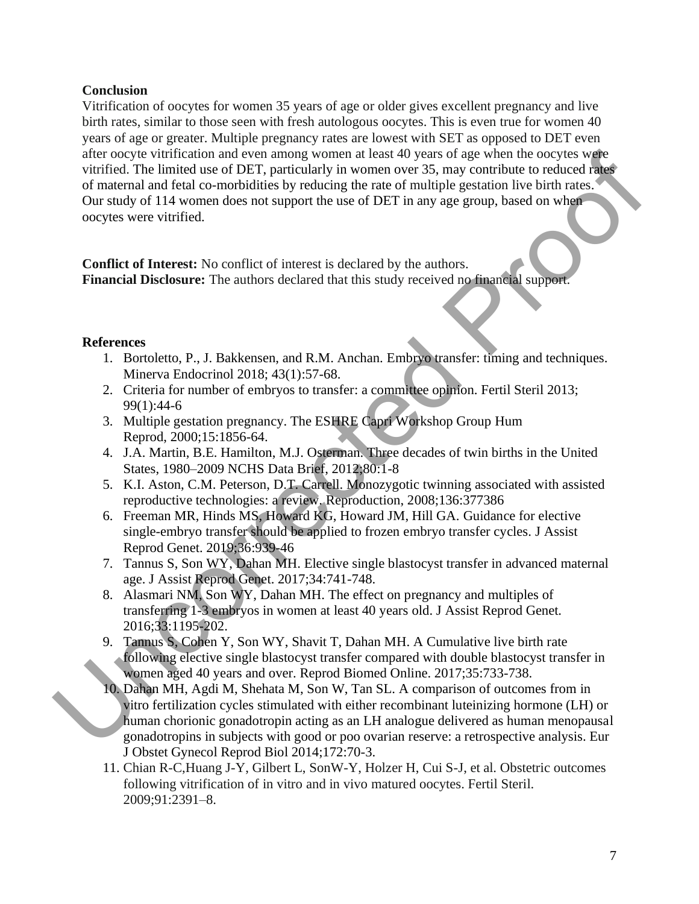**Conclusion**

Vitrification of oocytes for women 35 years of age or older gives excellent pregnancy and live birth rates, similar to those seen with fresh autologous oocytes. This is even true for women 40 years of age or greater. Multiple pregnancy rates are lowest with SET as opposed to DET even after oocyte vitrification and even among women at least 40 years of age when the oocytes were vitrified. The limited use of DET, particularly in women over 35, may contribute to reduced rates of maternal and fetal co-morbidities by reducing the rate of multiple gestation live birth rates. Our study of 114 women does not support the use of DET in any age group, based on when oocytes were vitrified.

**Conflict of Interest:** No conflict of interest is declared by the authors.
**Financial Disclosure:** The authors declared that this study received no financial support.

**References**

1. Bortoletto, P., J. Bakkensen, and R.M. Anchan. Embryo transfer: timing and techniques. Minerva Endocrinol 2018; 43(1):57-68.
2. Criteria for number of embryos to transfer: a committee opinion. Fertil Steril 2013; 99(1):44-6
3. Multiple gestation pregnancy. The ESHRE Capri Workshop Group Hum Reprod, 2000;15:1856-64.
4. J.A. Martin, B.E. Hamilton, M.J. Osterman. Three decades of twin births in the United States, 1980–2009 NCHS Data Brief, 2012;80:1-8
5. K.I. Aston, C.M. Peterson, D.T. Carrell. Monozygotic twinning associated with assisted reproductive technologies: a review. Reproduction, 2008;136:377386
6. Freeman MR, Hinds MS, Howard KG, Howard JM, Hill GA. Guidance for elective single-embryo transfer should be applied to frozen embryo transfer cycles. J Assist Reprod Genet. 2019;36:939-46
7. Tannus S, Son WY, Dahan MH. Elective single blastocyst transfer in advanced maternal age. J Assist Reprod Genet. 2017;34:741-748.
8. Alasmari NM, Son WY, Dahan MH. The effect on pregnancy and multiples of transferring 1-3 embryos in women at least 40 years old. J Assist Reprod Genet. 2016;33:1195-202.
9. Tannus S, Cohen Y, Son WY, Shavit T, Dahan MH. A Cumulative live birth rate following elective single blastocyst transfer compared with double blastocyst transfer in women aged 40 years and over. Reprod Biomed Online. 2017;35:733-738.
10. Dahan MH, Agdi M, Shehata M, Son W, Tan SL. A comparison of outcomes from in vitro fertilization cycles stimulated with either recombinant luteinizing hormone (LH) or human chorionic gonadotropin acting as an LH analogue delivered as human menopausal gonadotropins in subjects with good or poo ovarian reserve: a retrospective analysis. Eur J Obstet Gynecol Reprod Biol 2014;172:70-3.
11. Chian R-C,Huang J-Y, Gilbert L, SonW-Y, Holzer H, Cui S-J, et al. Obstetric outcomes following vitrification of in vitro and in vivo matured oocytes. Fertil Steril. 2009;91:2391–8.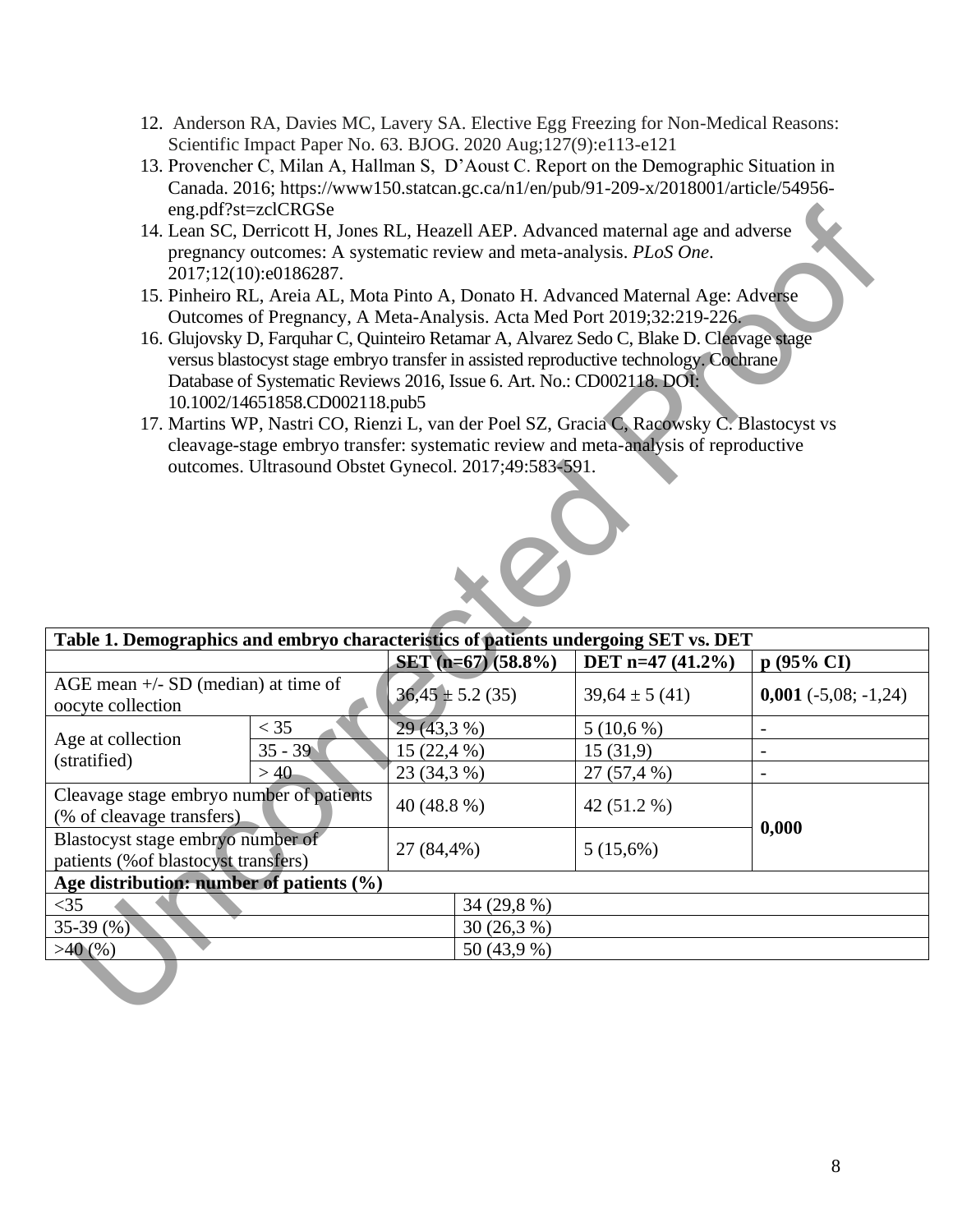12. Anderson RA, Davies MC, Lavery SA. Elective Egg Freezing for Non-Medical Reasons: Scientific Impact Paper No. 63. BJOG. 2020 Aug;127(9):e113-e121
13. Provencher C, Milan A, Hallman S, D'Aoust C. Report on the Demographic Situation in Canada. 2016; https://www150.statcan.gc.ca/n1/en/pub/91-209-x/2018001/article/54956-eng.pdf?st=zclCRGSe
14. Lean SC, Derricott H, Jones RL, Heazell AEP. Advanced maternal age and adverse pregnancy outcomes: A systematic review and meta-analysis. *PLoS One*. 2017;12(10):e0186287.
15. Pinheiro RL, Areia AL, Mota Pinto A, Donato H. Advanced Maternal Age: Adverse Outcomes of Pregnancy, A Meta-Analysis. Acta Med Port 2019;32:219-226.
16. Glujovsky D, Farquhar C, Quinteiro Retamar A, Alvarez Sedo C, Blake D. Cleavage stage versus blastocyst stage embryo transfer in assisted reproductive technology. Cochrane Database of Systematic Reviews 2016, Issue 6. Art. No.: CD002118. DOI: 10.1002/14651858.CD002118.pub5
17. Martins WP, Nastri CO, Rienzi L, van der Poel SZ, Gracia C, Racowsky C. Blastocyst vs cleavage-stage embryo transfer: systematic review and meta-analysis of reproductive outcomes. Ultrasound Obstet Gynecol. 2017;49:583-591.

**Table 1. Demographics and embryo characteristics of patients undergoing SET vs. DET**

| | | SET (n=67) (58.8%) | DET n=47 (41.2%) | p (95% CI) |
|---|---|---|---|---|
| AGE mean +/- SD (median) at time of oocyte collection | | 36,45 ± 5.2 (35) | 39,64 ± 5 (41) | **0,001** (-5,08; -1,24) |
| Age at collection (stratified) | < 35 | 29 (43,3 %) | 5 (10,6 %) | - |
| | 35 - 39 | 15 (22,4 %) | 15 (31,9) | - |
| | > 40 | 23 (34,3 %) | 27 (57,4 %) | - |
| Cleavage stage embryo number of patients (% of cleavage transfers) | | 40 (48.8 %) | 42 (51.2 %) | **0,000** |
| Blastocyst stage embryo number of patients (%of blastocyst transfers) | | 27 (84,4%) | 5 (15,6%) | |
| **Age distribution: number of patients (%)** | | | | |
| <35 | | 34 (29,8 %) | | |
| 35-39 (%) | | 30 (26,3 %) | | |
| >40 (%) | | 50 (43,9 %) | | |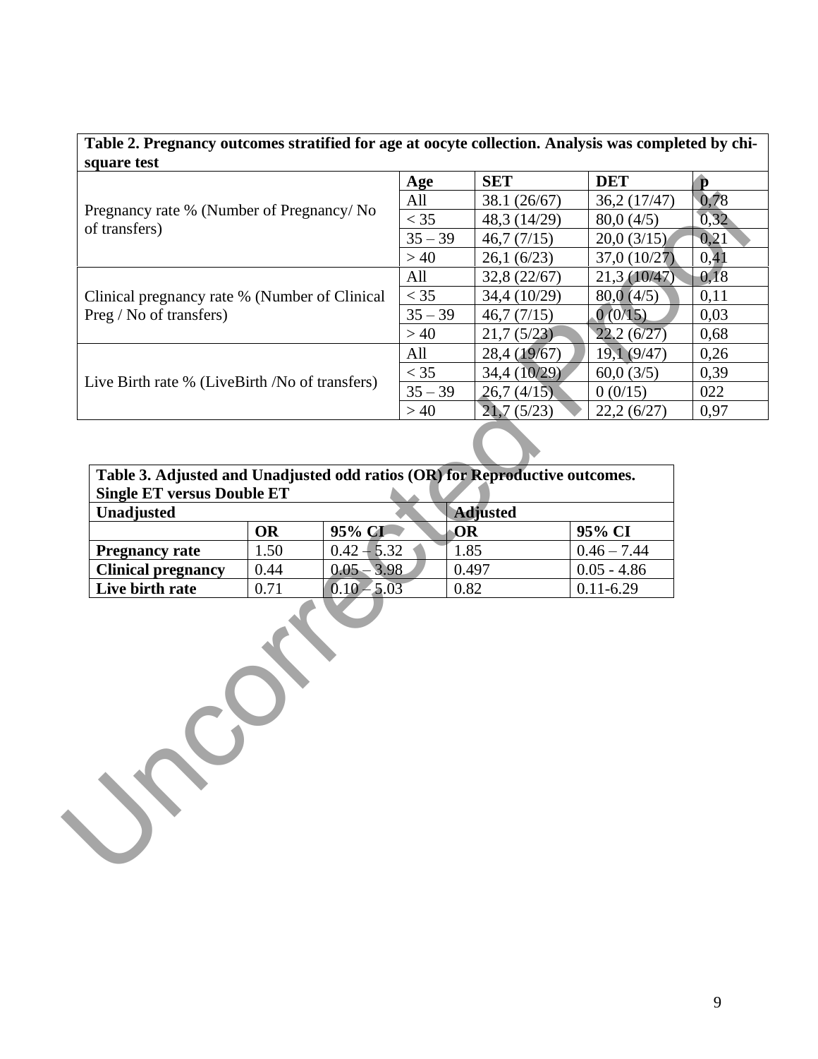| **Table 2. Pregnancy outcomes stratified for age at oocyte collection. Analysis was completed by chi-square test** | | | | |
|---|---|---|---|---|
| | **Age** | **SET** | **DET** | **p** |
| Pregnancy rate % (Number of Pregnancy/ No of transfers) | All | 38.1 (26/67) | 36,2 (17/47) | 0,78 |
| | < 35 | 48,3 (14/29) | 80,0 (4/5) | 0,32 |
| | 35 – 39 | 46,7 (7/15) | 20,0 (3/15) | 0,21 |
| | > 40 | 26,1 (6/23) | 37,0 (10/27) | 0,41 |
| Clinical pregnancy rate % (Number of Clinical Preg / No of transfers) | All | 32,8 (22/67) | 21,3 (10/47) | 0,18 |
| | < 35 | 34,4 (10/29) | 80,0 (4/5) | 0,11 |
| | 35 – 39 | 46,7 (7/15) | 0 (0/15) | 0,03 |
| | > 40 | 21,7 (5/23) | 22,2 (6/27) | 0,68 |
| Live Birth rate % (LiveBirth /No of transfers) | All | 28,4 (19/67) | 19,1 (9/47) | 0,26 |
| | < 35 | 34,4 (10/29) | 60,0 (3/5) | 0,39 |
| | 35 – 39 | 26,7 (4/15) | 0 (0/15) | 022 |
| | > 40 | 21,7 (5/23) | 22,2 (6/27) | 0,97 |

| **Table 3. Adjusted and Unadjusted odd ratios (OR) for Reproductive outcomes. Single ET versus Double ET** | | | | |
|---|---|---|---|---|
| **Unadjusted** | | | **Adjusted** | |
| | **OR** | **95% CI** | **OR** | **95% CI** |
| **Pregnancy rate** | 1.50 | 0.42 – 5.32 | 1.85 | 0.46 – 7.44 |
| **Clinical pregnancy** | 0.44 | 0.05 – 3.98 | 0.497 | 0.05 - 4.86 |
| **Live birth rate** | 0.71 | 0.10 – 5.03 | 0.82 | 0.11-6.29 |